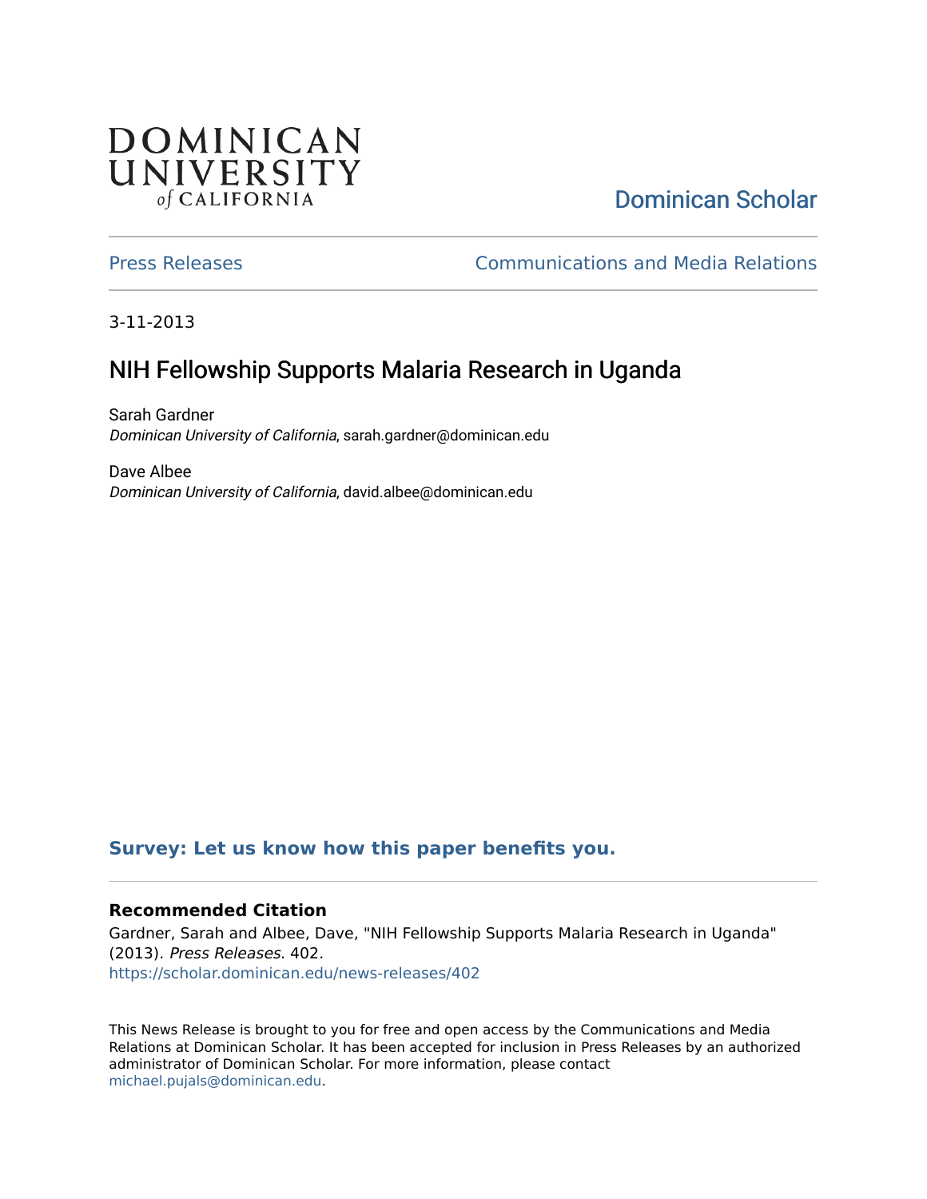DOMINICAN UNIVERSITY of CALIFORNIA

Dominican Scholar

Press Releases — Communications and Media Relations

3-11-2013

# NIH Fellowship Supports Malaria Research in Uganda

Sarah Gardner
*Dominican University of California*, sarah.gardner@dominican.edu

Dave Albee
*Dominican University of California*, david.albee@dominican.edu

**Survey: Let us know how this paper benefits you.**

### Recommended Citation

Gardner, Sarah and Albee, Dave, "NIH Fellowship Supports Malaria Research in Uganda" (2013). *Press Releases*. 402.
https://scholar.dominican.edu/news-releases/402

This News Release is brought to you for free and open access by the Communications and Media Relations at Dominican Scholar. It has been accepted for inclusion in Press Releases by an authorized administrator of Dominican Scholar. For more information, please contact michael.pujals@dominican.edu.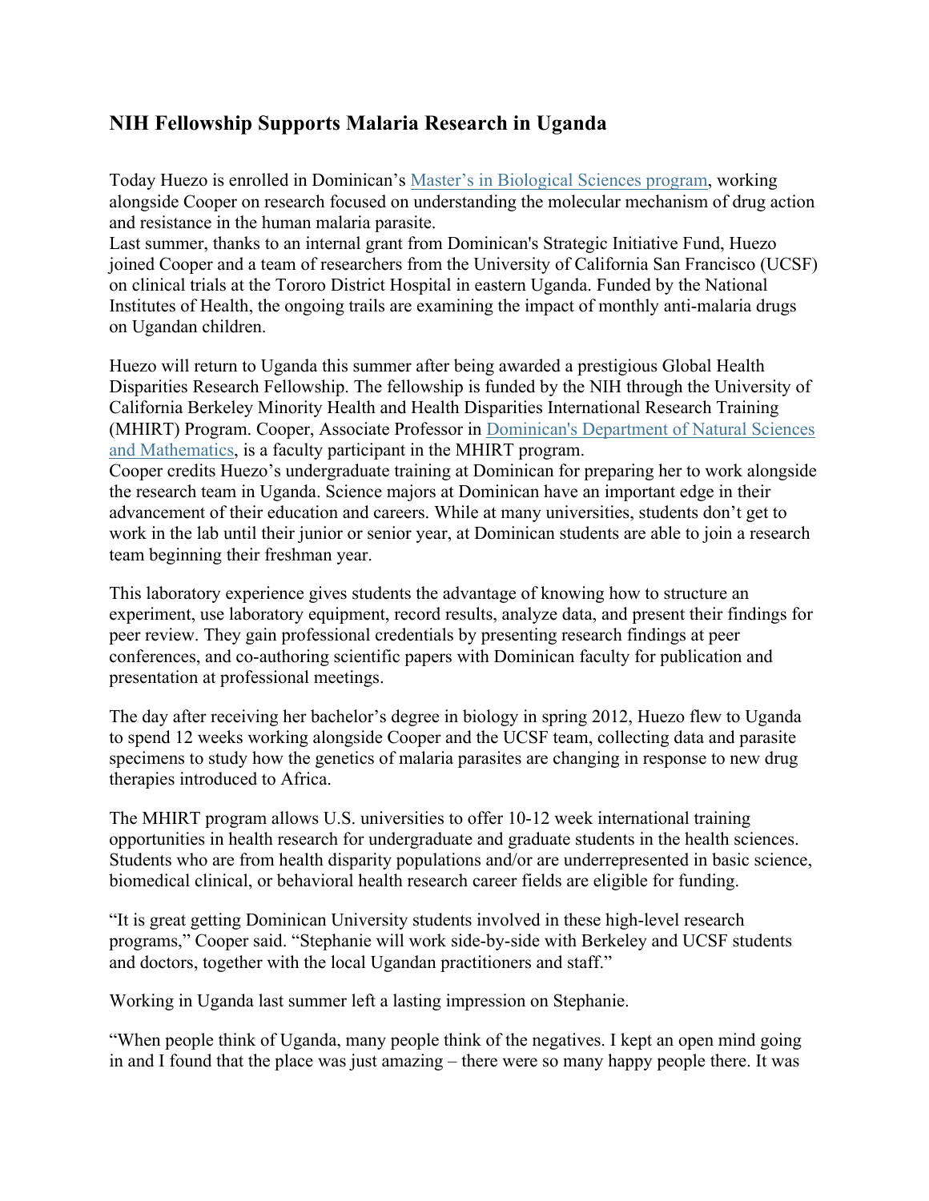## NIH Fellowship Supports Malaria Research in Uganda

Today Huezo is enrolled in Dominican's Master's in Biological Sciences program, working alongside Cooper on research focused on understanding the molecular mechanism of drug action and resistance in the human malaria parasite.
Last summer, thanks to an internal grant from Dominican's Strategic Initiative Fund, Huezo joined Cooper and a team of researchers from the University of California San Francisco (UCSF) on clinical trials at the Tororo District Hospital in eastern Uganda. Funded by the National Institutes of Health, the ongoing trails are examining the impact of monthly anti-malaria drugs on Ugandan children.

Huezo will return to Uganda this summer after being awarded a prestigious Global Health Disparities Research Fellowship. The fellowship is funded by the NIH through the University of California Berkeley Minority Health and Health Disparities International Research Training (MHIRT) Program. Cooper, Associate Professor in Dominican's Department of Natural Sciences and Mathematics, is a faculty participant in the MHIRT program.
Cooper credits Huezo's undergraduate training at Dominican for preparing her to work alongside the research team in Uganda. Science majors at Dominican have an important edge in their advancement of their education and careers. While at many universities, students don't get to work in the lab until their junior or senior year, at Dominican students are able to join a research team beginning their freshman year.

This laboratory experience gives students the advantage of knowing how to structure an experiment, use laboratory equipment, record results, analyze data, and present their findings for peer review. They gain professional credentials by presenting research findings at peer conferences, and co-authoring scientific papers with Dominican faculty for publication and presentation at professional meetings.

The day after receiving her bachelor's degree in biology in spring 2012, Huezo flew to Uganda to spend 12 weeks working alongside Cooper and the UCSF team, collecting data and parasite specimens to study how the genetics of malaria parasites are changing in response to new drug therapies introduced to Africa.

The MHIRT program allows U.S. universities to offer 10-12 week international training opportunities in health research for undergraduate and graduate students in the health sciences. Students who are from health disparity populations and/or are underrepresented in basic science, biomedical clinical, or behavioral health research career fields are eligible for funding.

"It is great getting Dominican University students involved in these high-level research programs," Cooper said. "Stephanie will work side-by-side with Berkeley and UCSF students and doctors, together with the local Ugandan practitioners and staff."

Working in Uganda last summer left a lasting impression on Stephanie.

"When people think of Uganda, many people think of the negatives. I kept an open mind going in and I found that the place was just amazing – there were so many happy people there. It was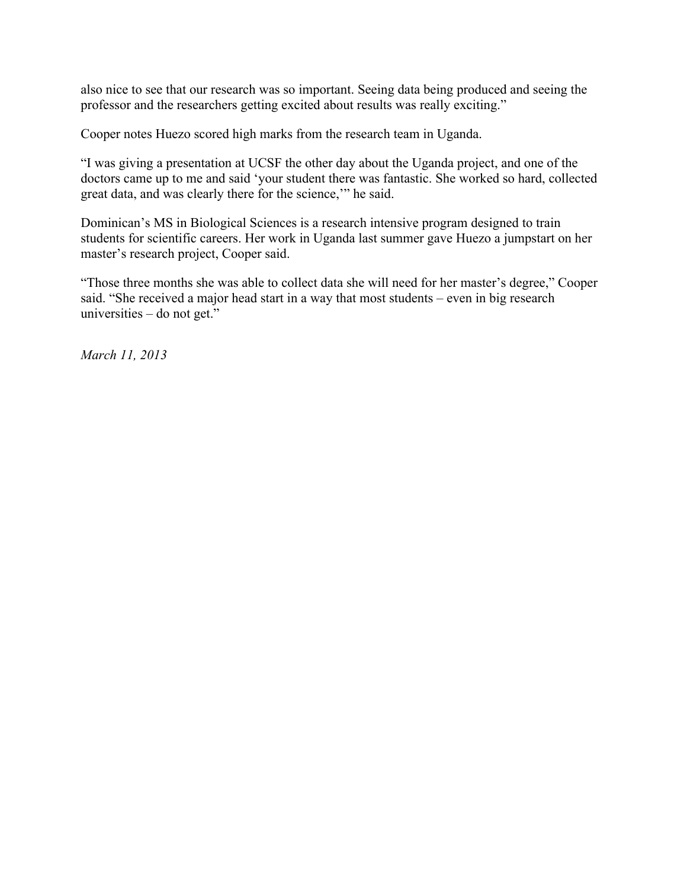also nice to see that our research was so important. Seeing data being produced and seeing the professor and the researchers getting excited about results was really exciting."

Cooper notes Huezo scored high marks from the research team in Uganda.

"I was giving a presentation at UCSF the other day about the Uganda project, and one of the doctors came up to me and said 'your student there was fantastic. She worked so hard, collected great data, and was clearly there for the science,'" he said.

Dominican's MS in Biological Sciences is a research intensive program designed to train students for scientific careers. Her work in Uganda last summer gave Huezo a jumpstart on her master's research project, Cooper said.

"Those three months she was able to collect data she will need for her master's degree," Cooper said. "She received a major head start in a way that most students – even in big research universities – do not get."

*March 11, 2013*